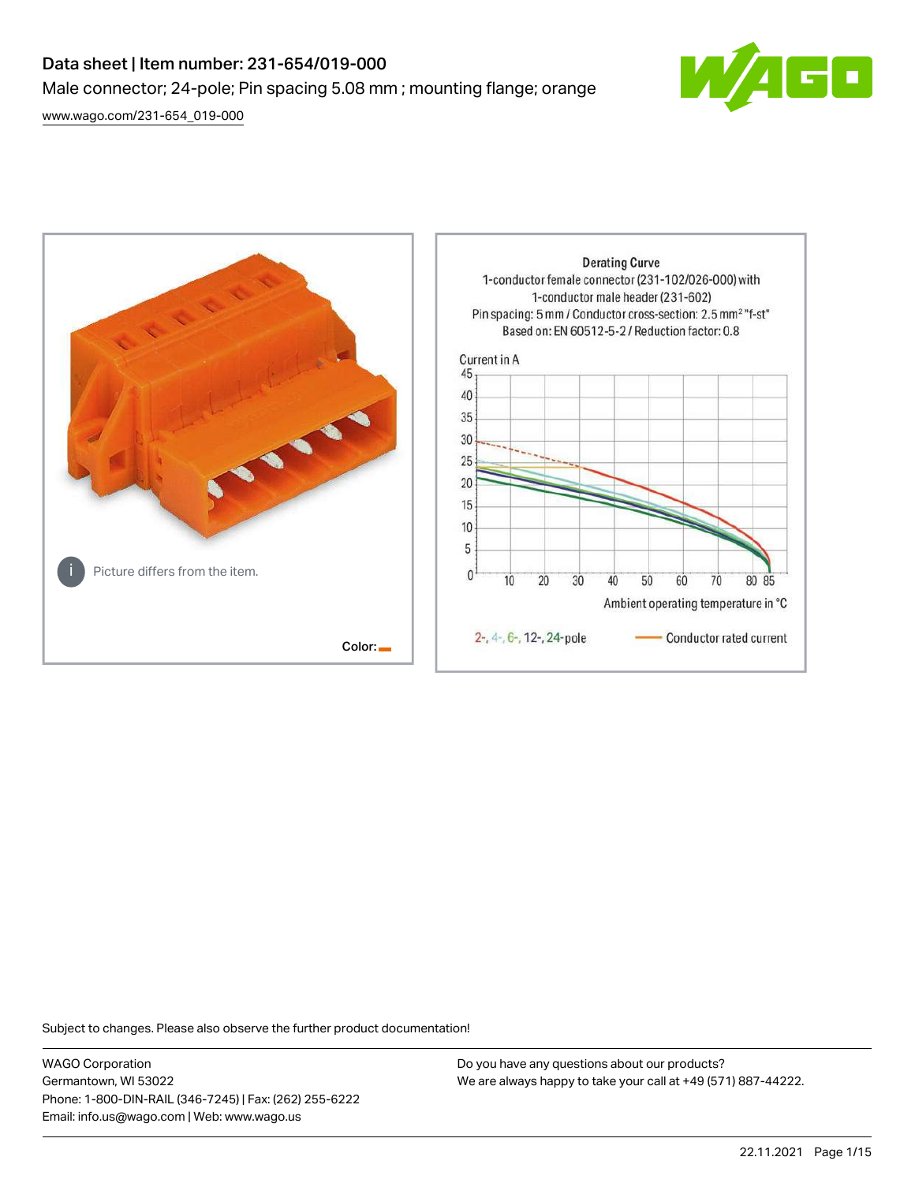# Data sheet | Item number: 231-654/019-000

Male connector; 24-pole; Pin spacing 5.08 mm ; mounting flange; orange

www.wago.com/231-654_019-000

Picture differs from the item.

Color:

Derating Curve
1-conductor female connector (231-102/026-000) with 1-conductor male header (231-602)
Pin spacing: 5 mm / Conductor cross-section: 2.5 mm² "f-st"
Based on: EN 60512-5-2 / Reduction factor: 0.8

Current in A

Ambient operating temperature in °C

2-, 4-, 6-, 12-, 24-pole — Conductor rated current

Subject to changes. Please also observe the further product documentation!

WAGO Corporation
Germantown, WI 53022
Phone: 1-800-DIN-RAIL (346-7245) | Fax: (262) 255-6222
Email: info.us@wago.com | Web: www.wago.us

Do you have any questions about our products?
We are always happy to take your call at +49 (571) 887-44222.

22.11.2021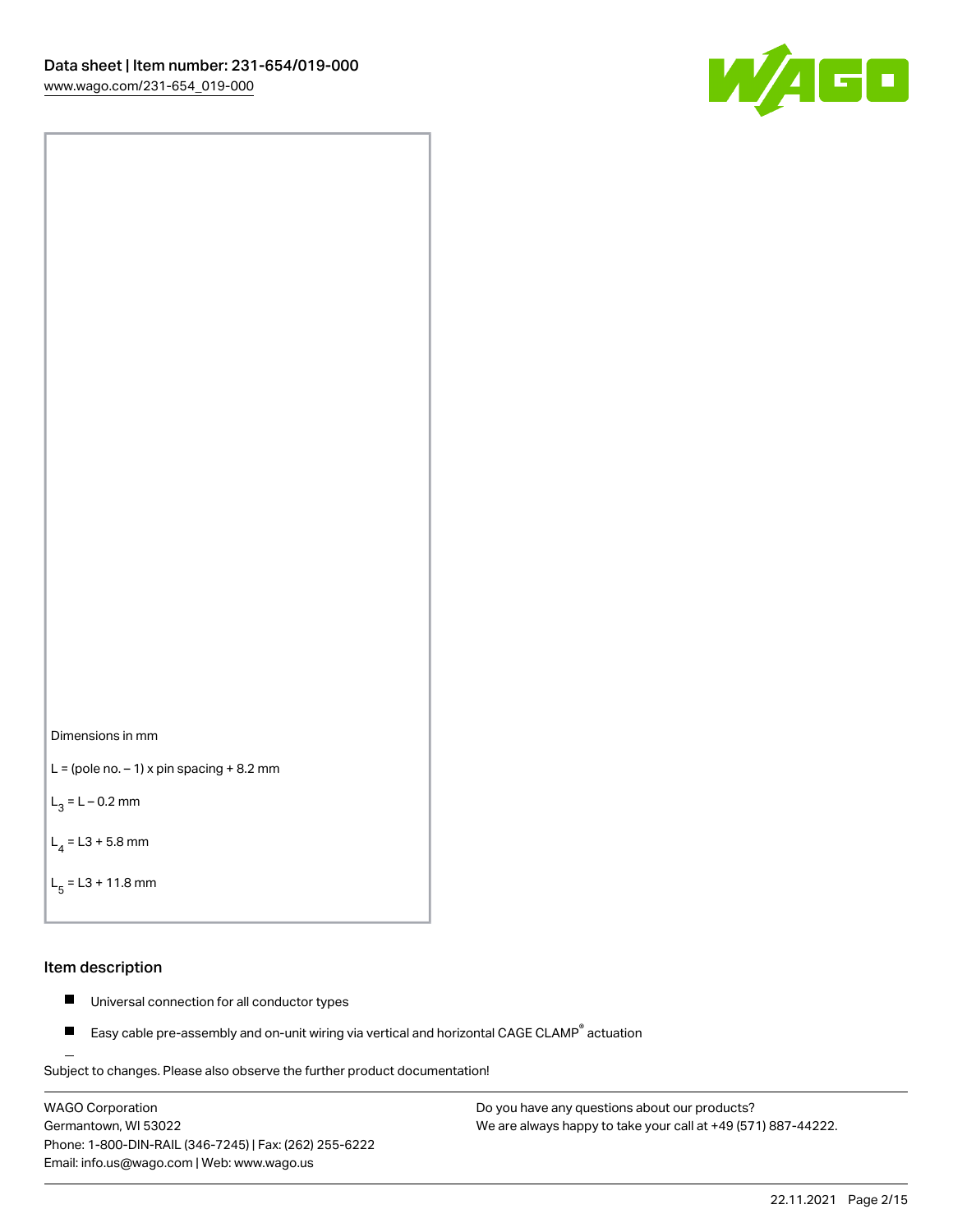Dimensions in mm

L = (pole no. – 1) x pin spacing + 8.2 mm

$L_3$ = L – 0.2 mm

$L_4$ = L3 + 5.8 mm

$L_5$ = L3 + 11.8 mm

## Item description

- Universal connection for all conductor types
- Easy cable pre-assembly and on-unit wiring via vertical and horizontal CAGE CLAMP® actuation

Subject to changes. Please also observe the further product documentation!

WAGO Corporation
Germantown, WI 53022
Phone: 1-800-DIN-RAIL (346-7245) | Fax: (262) 255-6222
Email: info.us@wago.com | Web: www.wago.us

Do you have any questions about our products?
We are always happy to take your call at +49 (571) 887-44222.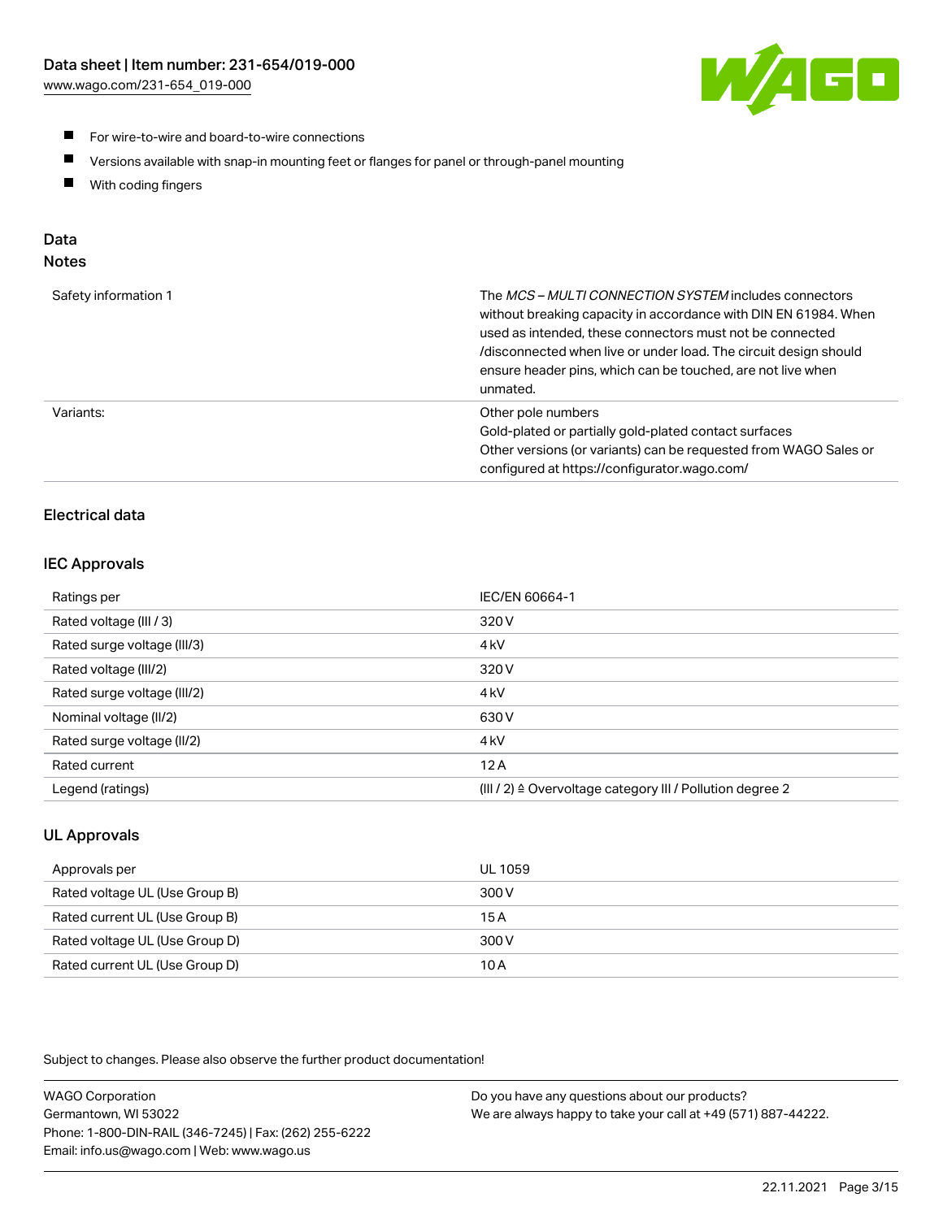- For wire-to-wire and board-to-wire connections
- Versions available with snap-in mounting feet or flanges for panel or through-panel mounting
- With coding fingers

## Data

### Notes

| | |
|---|---|
| Safety information 1 | The *MCS – MULTI CONNECTION SYSTEM* includes connectors without breaking capacity in accordance with DIN EN 61984. When used as intended, these connectors must not be connected /disconnected when live or under load. The circuit design should ensure header pins, which can be touched, are not live when unmated. |
| Variants: | Other pole numbers<br>Gold-plated or partially gold-plated contact surfaces<br>Other versions (or variants) can be requested from WAGO Sales or configured at https://configurator.wago.com/ |

### Electrical data

### IEC Approvals

| | |
|---|---|
| Ratings per | IEC/EN 60664-1 |
| Rated voltage (III / 3) | 320 V |
| Rated surge voltage (III/3) | 4 kV |
| Rated voltage (III/2) | 320 V |
| Rated surge voltage (III/2) | 4 kV |
| Nominal voltage (II/2) | 630 V |
| Rated surge voltage (II/2) | 4 kV |
| Rated current | 12 A |
| Legend (ratings) | (III / 2) ≙ Overvoltage category III / Pollution degree 2 |

### UL Approvals

| | |
|---|---|
| Approvals per | UL 1059 |
| Rated voltage UL (Use Group B) | 300 V |
| Rated current UL (Use Group B) | 15 A |
| Rated voltage UL (Use Group D) | 300 V |
| Rated current UL (Use Group D) | 10 A |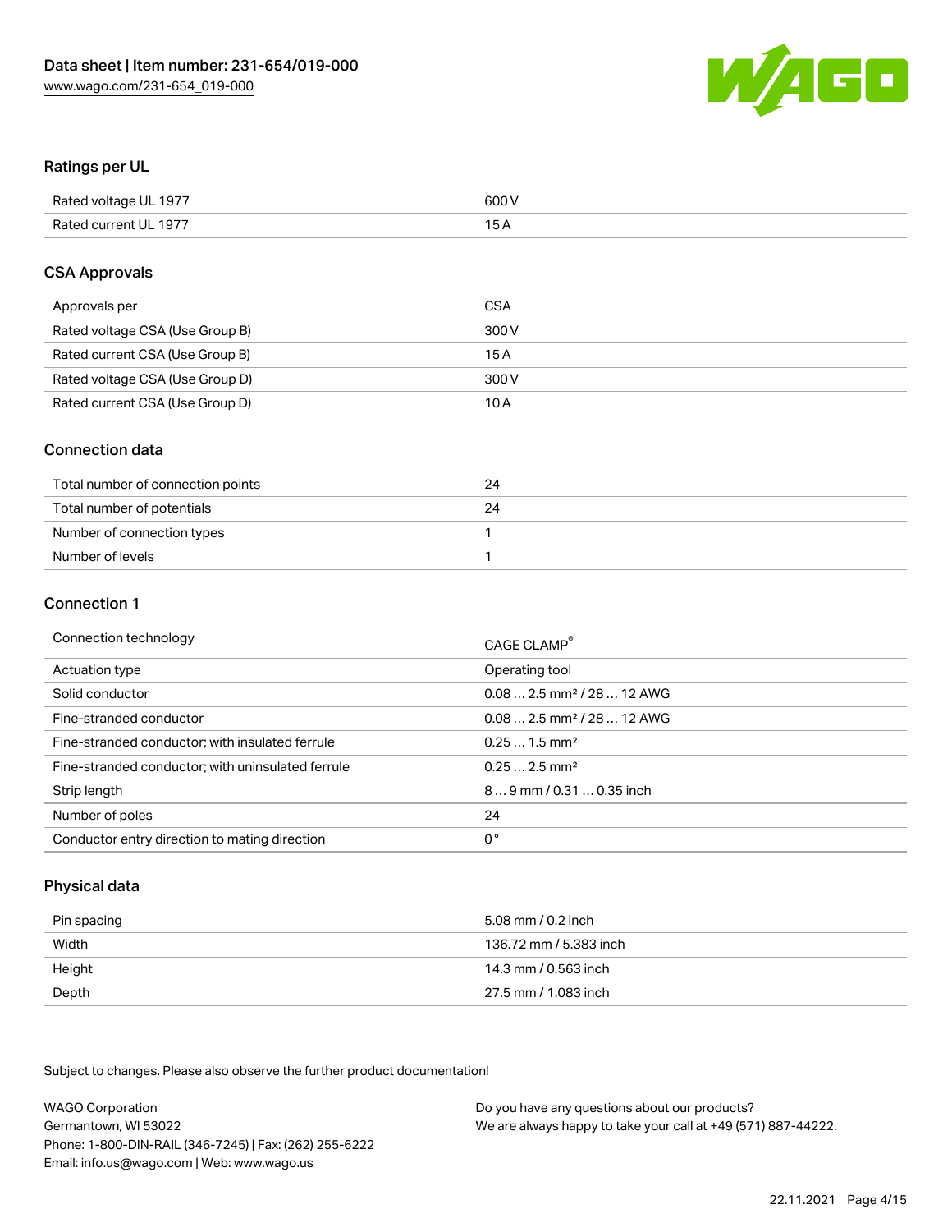## Ratings per UL

| | |
|---|---|
| Rated voltage UL 1977 | 600 V |
| Rated current UL 1977 | 15 A |

## CSA Approvals

| | |
|---|---|
| Approvals per | CSA |
| Rated voltage CSA (Use Group B) | 300 V |
| Rated current CSA (Use Group B) | 15 A |
| Rated voltage CSA (Use Group D) | 300 V |
| Rated current CSA (Use Group D) | 10 A |

## Connection data

| | |
|---|---|
| Total number of connection points | 24 |
| Total number of potentials | 24 |
| Number of connection types | 1 |
| Number of levels | 1 |

## Connection 1

| | |
|---|---|
| Connection technology | CAGE CLAMP® |
| Actuation type | Operating tool |
| Solid conductor | 0.08 … 2.5 mm² / 28 … 12 AWG |
| Fine-stranded conductor | 0.08 … 2.5 mm² / 28 … 12 AWG |
| Fine-stranded conductor; with insulated ferrule | 0.25 … 1.5 mm² |
| Fine-stranded conductor; with uninsulated ferrule | 0.25 … 2.5 mm² |
| Strip length | 8 … 9 mm / 0.31 … 0.35 inch |
| Number of poles | 24 |
| Conductor entry direction to mating direction | 0 ° |

## Physical data

| | |
|---|---|
| Pin spacing | 5.08 mm / 0.2 inch |
| Width | 136.72 mm / 5.383 inch |
| Height | 14.3 mm / 0.563 inch |
| Depth | 27.5 mm / 1.083 inch |

Subject to changes. Please also observe the further product documentation!

WAGO Corporation
Germantown, WI 53022
Phone: 1-800-DIN-RAIL (346-7245) | Fax: (262) 255-6222
Email: info.us@wago.com | Web: www.wago.us

Do you have any questions about our products?
We are always happy to take your call at +49 (571) 887-44222.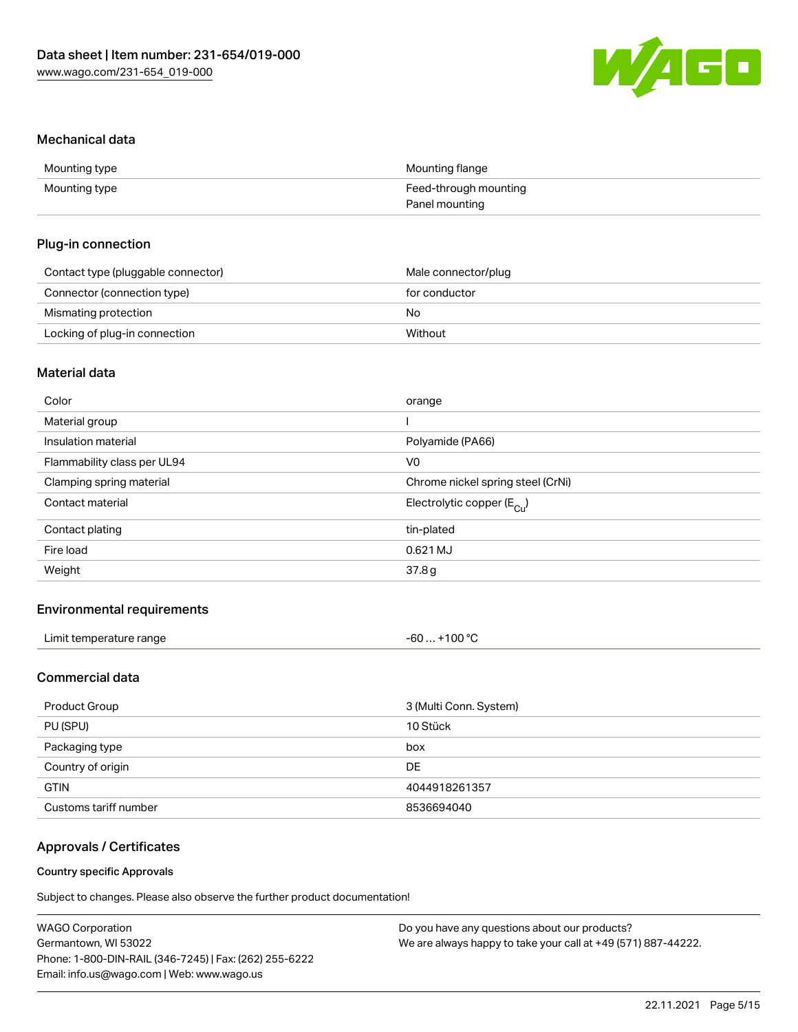## Mechanical data

| | |
|---|---|
| Mounting type | Mounting flange |
| Mounting type | Feed-through mounting<br>Panel mounting |

## Plug-in connection

| | |
|---|---|
| Contact type (pluggable connector) | Male connector/plug |
| Connector (connection type) | for conductor |
| Mismating protection | No |
| Locking of plug-in connection | Without |

## Material data

| | |
|---|---|
| Color | orange |
| Material group | I |
| Insulation material | Polyamide (PA66) |
| Flammability class per UL94 | V0 |
| Clamping spring material | Chrome nickel spring steel (CrNi) |
| Contact material | Electrolytic copper ($E_{Cu}$) |
| Contact plating | tin-plated |
| Fire load | 0.621 MJ |
| Weight | 37.8 g |

## Environmental requirements

| | |
|---|---|
| Limit temperature range | -60 … +100 °C |

## Commercial data

| | |
|---|---|
| Product Group | 3 (Multi Conn. System) |
| PU (SPU) | 10 Stück |
| Packaging type | box |
| Country of origin | DE |
| GTIN | 4044918261357 |
| Customs tariff number | 8536694040 |

## Approvals / Certificates

### Country specific Approvals

Subject to changes. Please also observe the further product documentation!

WAGO Corporation
Germantown, WI 53022
Phone: 1-800-DIN-RAIL (346-7245) | Fax: (262) 255-6222
Email: info.us@wago.com | Web: www.wago.us

Do you have any questions about our products?
We are always happy to take your call at +49 (571) 887-44222.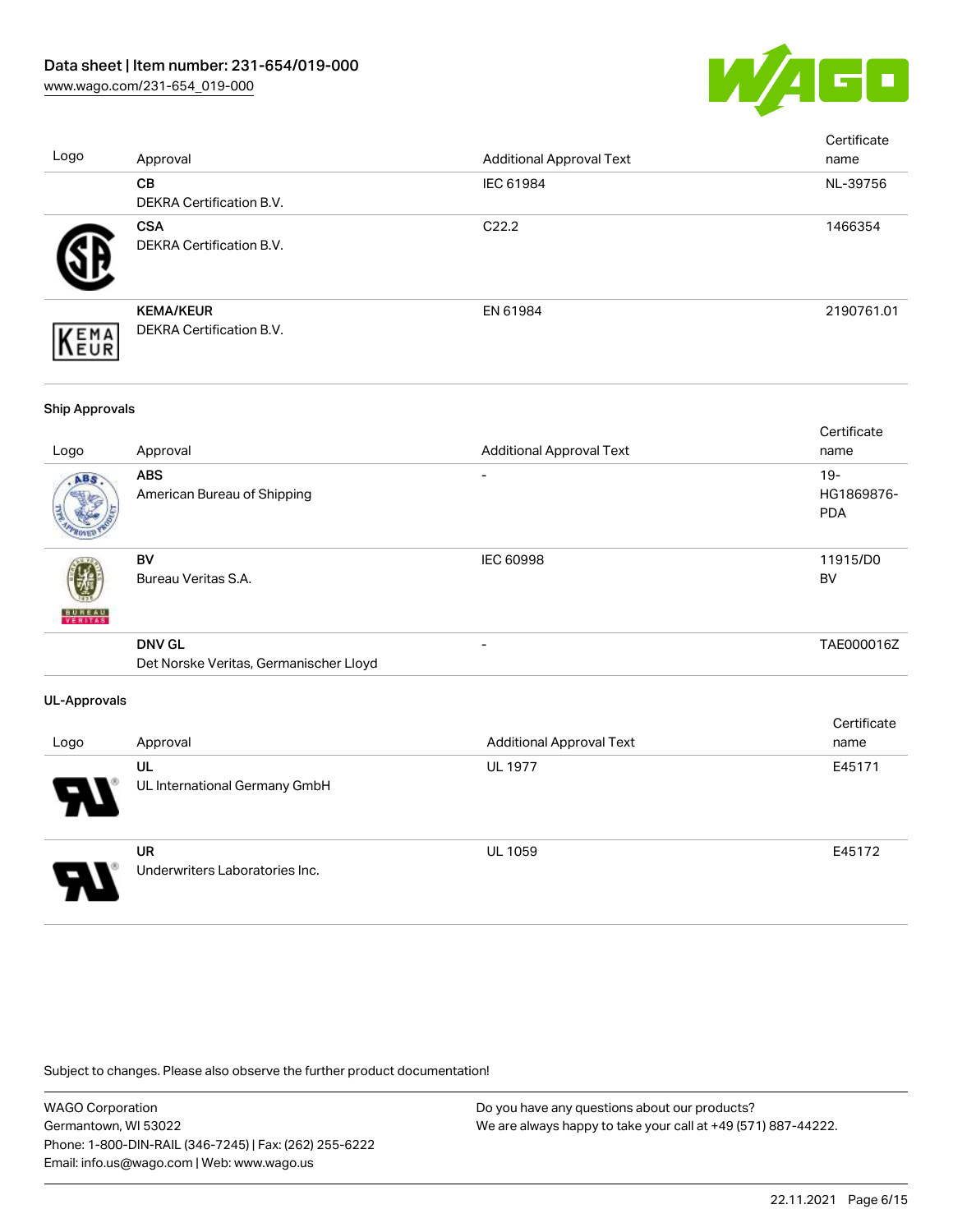| Logo | Approval | Additional Approval Text | Certificate name |
|---|---|---|---|
| | **CB**<br>DEKRA Certification B.V. | IEC 61984 | NL-39756 |
| | **CSA**<br>DEKRA Certification B.V. | C22.2 | 1466354 |
| | **KEMA/KEUR**<br>DEKRA Certification B.V. | EN 61984 | 2190761.01 |

#### Ship Approvals

| Logo | Approval | Additional Approval Text | Certificate name |
|---|---|---|---|
| | **ABS**<br>American Bureau of Shipping | - | 19-HG1869876-PDA |
| | **BV**<br>Bureau Veritas S.A. | IEC 60998 | 11915/D0 BV |
| | **DNV GL**<br>Det Norske Veritas, Germanischer Lloyd | - | TAE000016Z |

#### UL-Approvals

| Logo | Approval | Additional Approval Text | Certificate name |
|---|---|---|---|
| | **UL**<br>UL International Germany GmbH | UL 1977 | E45171 |
| | **UR**<br>Underwriters Laboratories Inc. | UL 1059 | E45172 |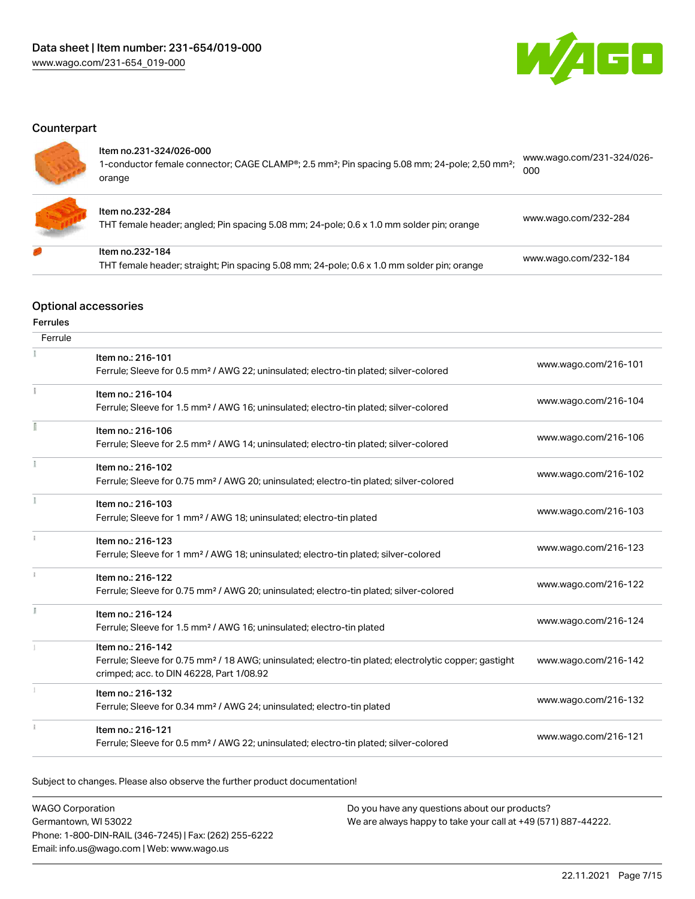## Counterpart

| | | |
|---|---|---|
| Item no.231-324/026-000<br>1-conductor female connector; CAGE CLAMP®; 2.5 mm²; Pin spacing 5.08 mm; 24-pole; 2,50 mm²; orange | www.wago.com/231-324/026-000 |
| Item no.232-284<br>THT female header; angled; Pin spacing 5.08 mm; 24-pole; 0.6 x 1.0 mm solder pin; orange | www.wago.com/232-284 |
| Item no.232-184<br>THT female header; straight; Pin spacing 5.08 mm; 24-pole; 0.6 x 1.0 mm solder pin; orange | www.wago.com/232-184 |

## Optional accessories

### Ferrules

| Ferrule | |
|---|---|
| Item no.: 216-101<br>Ferrule; Sleeve for 0.5 mm² / AWG 22; uninsulated; electro-tin plated; silver-colored | www.wago.com/216-101 |
| Item no.: 216-104<br>Ferrule; Sleeve for 1.5 mm² / AWG 16; uninsulated; electro-tin plated; silver-colored | www.wago.com/216-104 |
| Item no.: 216-106<br>Ferrule; Sleeve for 2.5 mm² / AWG 14; uninsulated; electro-tin plated; silver-colored | www.wago.com/216-106 |
| Item no.: 216-102<br>Ferrule; Sleeve for 0.75 mm² / AWG 20; uninsulated; electro-tin plated; silver-colored | www.wago.com/216-102 |
| Item no.: 216-103<br>Ferrule; Sleeve for 1 mm² / AWG 18; uninsulated; electro-tin plated | www.wago.com/216-103 |
| Item no.: 216-123<br>Ferrule; Sleeve for 1 mm² / AWG 18; uninsulated; electro-tin plated; silver-colored | www.wago.com/216-123 |
| Item no.: 216-122<br>Ferrule; Sleeve for 0.75 mm² / AWG 20; uninsulated; electro-tin plated; silver-colored | www.wago.com/216-122 |
| Item no.: 216-124<br>Ferrule; Sleeve for 1.5 mm² / AWG 16; uninsulated; electro-tin plated | www.wago.com/216-124 |
| Item no.: 216-142<br>Ferrule; Sleeve for 0.75 mm² / 18 AWG; uninsulated; electro-tin plated; electrolytic copper; gastight crimped; acc. to DIN 46228, Part 1/08.92 | www.wago.com/216-142 |
| Item no.: 216-132<br>Ferrule; Sleeve for 0.34 mm² / AWG 24; uninsulated; electro-tin plated | www.wago.com/216-132 |
| Item no.: 216-121<br>Ferrule; Sleeve for 0.5 mm² / AWG 22; uninsulated; electro-tin plated; silver-colored | www.wago.com/216-121 |

Subject to changes. Please also observe the further product documentation!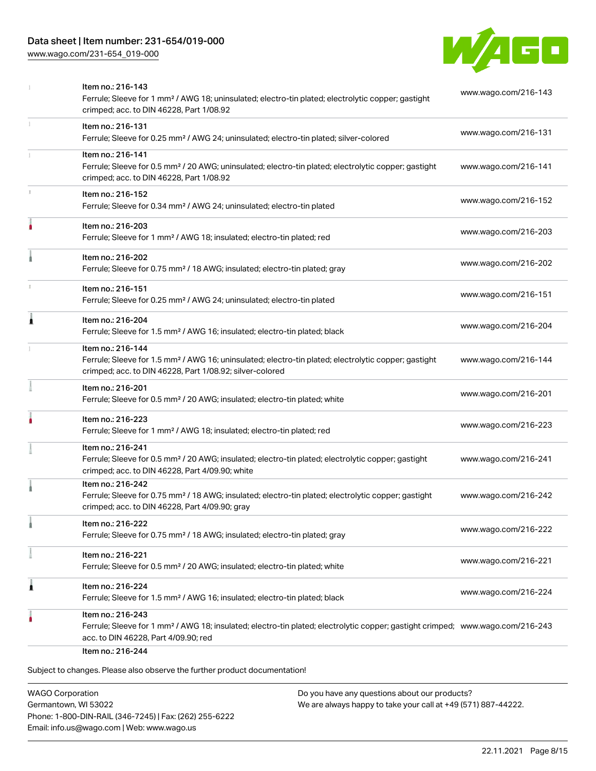| Item | Link |
| --- | --- |
| Item no.: 216-143<br>Ferrule; Sleeve for 1 mm² / AWG 18; uninsulated; electro-tin plated; electrolytic copper; gastight crimped; acc. to DIN 46228, Part 1/08.92 | www.wago.com/216-143 |
| Item no.: 216-131<br>Ferrule; Sleeve for 0.25 mm² / AWG 24; uninsulated; electro-tin plated; silver-colored | www.wago.com/216-131 |
| Item no.: 216-141<br>Ferrule; Sleeve for 0.5 mm² / 20 AWG; uninsulated; electro-tin plated; electrolytic copper; gastight crimped; acc. to DIN 46228, Part 1/08.92 | www.wago.com/216-141 |
| Item no.: 216-152<br>Ferrule; Sleeve for 0.34 mm² / AWG 24; uninsulated; electro-tin plated | www.wago.com/216-152 |
| Item no.: 216-203<br>Ferrule; Sleeve for 1 mm² / AWG 18; insulated; electro-tin plated; red | www.wago.com/216-203 |
| Item no.: 216-202<br>Ferrule; Sleeve for 0.75 mm² / 18 AWG; insulated; electro-tin plated; gray | www.wago.com/216-202 |
| Item no.: 216-151<br>Ferrule; Sleeve for 0.25 mm² / AWG 24; uninsulated; electro-tin plated | www.wago.com/216-151 |
| Item no.: 216-204<br>Ferrule; Sleeve for 1.5 mm² / AWG 16; insulated; electro-tin plated; black | www.wago.com/216-204 |
| Item no.: 216-144<br>Ferrule; Sleeve for 1.5 mm² / AWG 16; uninsulated; electro-tin plated; electrolytic copper; gastight crimped; acc. to DIN 46228, Part 1/08.92; silver-colored | www.wago.com/216-144 |
| Item no.: 216-201<br>Ferrule; Sleeve for 0.5 mm² / 20 AWG; insulated; electro-tin plated; white | www.wago.com/216-201 |
| Item no.: 216-223<br>Ferrule; Sleeve for 1 mm² / AWG 18; insulated; electro-tin plated; red | www.wago.com/216-223 |
| Item no.: 216-241<br>Ferrule; Sleeve for 0.5 mm² / 20 AWG; insulated; electro-tin plated; electrolytic copper; gastight crimped; acc. to DIN 46228, Part 4/09.90; white | www.wago.com/216-241 |
| Item no.: 216-242<br>Ferrule; Sleeve for 0.75 mm² / 18 AWG; insulated; electro-tin plated; electrolytic copper; gastight crimped; acc. to DIN 46228, Part 4/09.90; gray | www.wago.com/216-242 |
| Item no.: 216-222<br>Ferrule; Sleeve for 0.75 mm² / 18 AWG; insulated; electro-tin plated; gray | www.wago.com/216-222 |
| Item no.: 216-221<br>Ferrule; Sleeve for 0.5 mm² / 20 AWG; insulated; electro-tin plated; white | www.wago.com/216-221 |
| Item no.: 216-224<br>Ferrule; Sleeve for 1.5 mm² / AWG 16; insulated; electro-tin plated; black | www.wago.com/216-224 |
| Item no.: 216-243<br>Ferrule; Sleeve for 1 mm² / AWG 18; insulated; electro-tin plated; electrolytic copper; gastight crimped; acc. to DIN 46228, Part 4/09.90; red | www.wago.com/216-243 |
| Item no.: 216-244 | |

Subject to changes. Please also observe the further product documentation!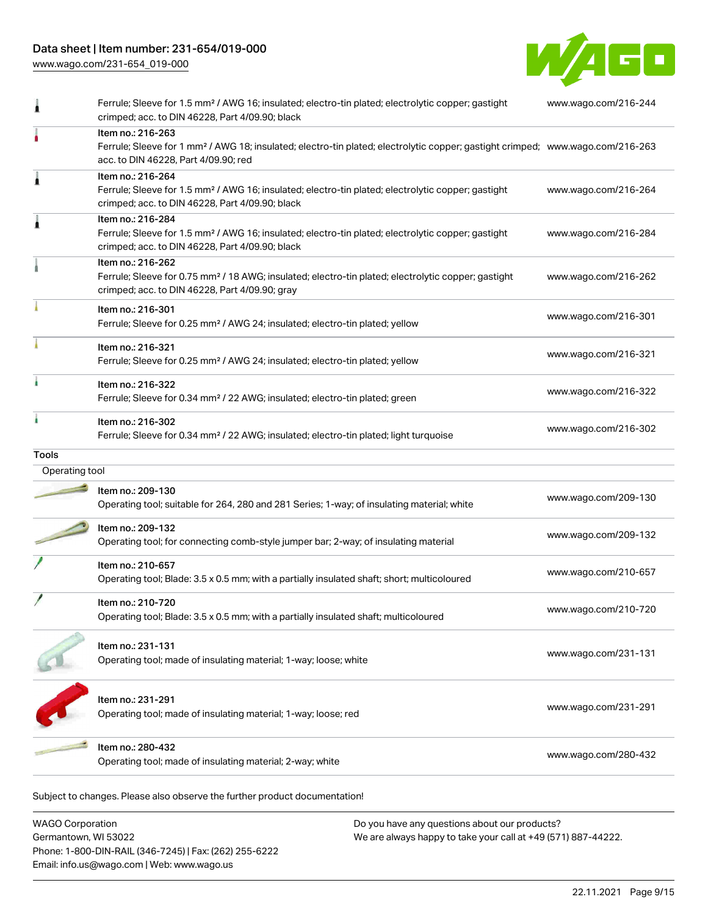| | | |
|---|---|---|
| | Ferrule; Sleeve for 1.5 mm² / AWG 16; insulated; electro-tin plated; electrolytic copper; gastight crimped; acc. to DIN 46228, Part 4/09.90; black | www.wago.com/216-244 |
| | Item no.: 216-263<br>Ferrule; Sleeve for 1 mm² / AWG 18; insulated; electro-tin plated; electrolytic copper; gastight crimped; acc. to DIN 46228, Part 4/09.90; red | www.wago.com/216-263 |
| | Item no.: 216-264<br>Ferrule; Sleeve for 1.5 mm² / AWG 16; insulated; electro-tin plated; electrolytic copper; gastight crimped; acc. to DIN 46228, Part 4/09.90; black | www.wago.com/216-264 |
| | Item no.: 216-284<br>Ferrule; Sleeve for 1.5 mm² / AWG 16; insulated; electro-tin plated; electrolytic copper; gastight crimped; acc. to DIN 46228, Part 4/09.90; black | www.wago.com/216-284 |
| | Item no.: 216-262<br>Ferrule; Sleeve for 0.75 mm² / 18 AWG; insulated; electro-tin plated; electrolytic copper; gastight crimped; acc. to DIN 46228, Part 4/09.90; gray | www.wago.com/216-262 |
| | Item no.: 216-301<br>Ferrule; Sleeve for 0.25 mm² / AWG 24; insulated; electro-tin plated; yellow | www.wago.com/216-301 |
| | Item no.: 216-321<br>Ferrule; Sleeve for 0.25 mm² / AWG 24; insulated; electro-tin plated; yellow | www.wago.com/216-321 |
| | Item no.: 216-322<br>Ferrule; Sleeve for 0.34 mm² / 22 AWG; insulated; electro-tin plated; green | www.wago.com/216-322 |
| | Item no.: 216-302<br>Ferrule; Sleeve for 0.34 mm² / 22 AWG; insulated; electro-tin plated; light turquoise | www.wago.com/216-302 |

## Tools

Operating tool

| | | |
|---|---|---|
| | Item no.: 209-130<br>Operating tool; suitable for 264, 280 and 281 Series; 1-way; of insulating material; white | www.wago.com/209-130 |
| | Item no.: 209-132<br>Operating tool; for connecting comb-style jumper bar; 2-way; of insulating material | www.wago.com/209-132 |
| | Item no.: 210-657<br>Operating tool; Blade: 3.5 x 0.5 mm; with a partially insulated shaft; short; multicoloured | www.wago.com/210-657 |
| | Item no.: 210-720<br>Operating tool; Blade: 3.5 x 0.5 mm; with a partially insulated shaft; multicoloured | www.wago.com/210-720 |
| | Item no.: 231-131<br>Operating tool; made of insulating material; 1-way; loose; white | www.wago.com/231-131 |
| | Item no.: 231-291<br>Operating tool; made of insulating material; 1-way; loose; red | www.wago.com/231-291 |
| | Item no.: 280-432<br>Operating tool; made of insulating material; 2-way; white | www.wago.com/280-432 |

Subject to changes. Please also observe the further product documentation!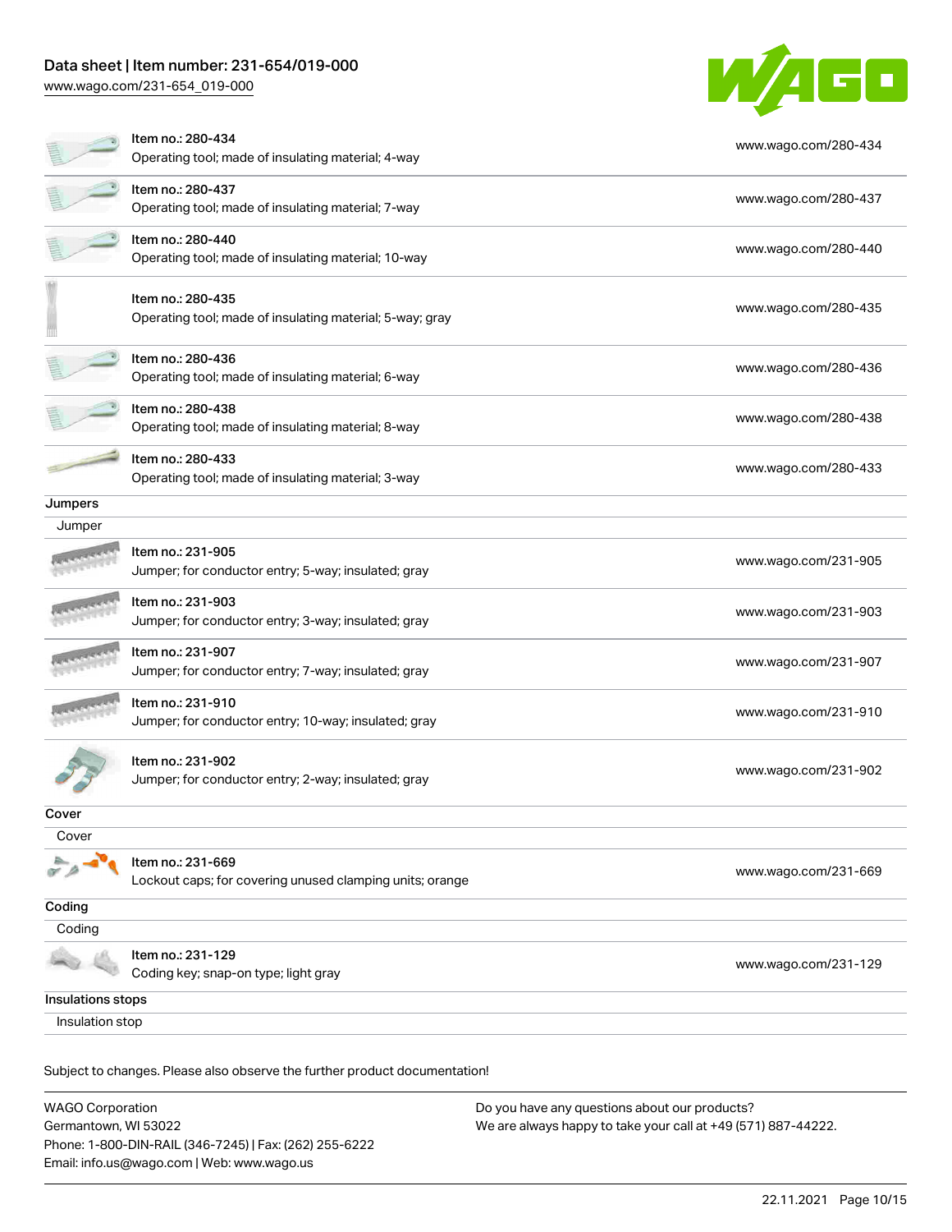| | |
|---|---|
| Item no.: 280-434<br>Operating tool; made of insulating material; 4-way | www.wago.com/280-434 |
| Item no.: 280-437<br>Operating tool; made of insulating material; 7-way | www.wago.com/280-437 |
| Item no.: 280-440<br>Operating tool; made of insulating material; 10-way | www.wago.com/280-440 |
| Item no.: 280-435<br>Operating tool; made of insulating material; 5-way; gray | www.wago.com/280-435 |
| Item no.: 280-436<br>Operating tool; made of insulating material; 6-way | www.wago.com/280-436 |
| Item no.: 280-438<br>Operating tool; made of insulating material; 8-way | www.wago.com/280-438 |
| Item no.: 280-433<br>Operating tool; made of insulating material; 3-way | www.wago.com/280-433 |

**Jumpers**

Jumper

| | |
|---|---|
| Item no.: 231-905<br>Jumper; for conductor entry; 5-way; insulated; gray | www.wago.com/231-905 |
| Item no.: 231-903<br>Jumper; for conductor entry; 3-way; insulated; gray | www.wago.com/231-903 |
| Item no.: 231-907<br>Jumper; for conductor entry; 7-way; insulated; gray | www.wago.com/231-907 |
| Item no.: 231-910<br>Jumper; for conductor entry; 10-way; insulated; gray | www.wago.com/231-910 |
| Item no.: 231-902<br>Jumper; for conductor entry; 2-way; insulated; gray | www.wago.com/231-902 |

**Cover**

Cover

| | |
|---|---|
| Item no.: 231-669<br>Lockout caps; for covering unused clamping units; orange | www.wago.com/231-669 |

**Coding**

Coding

| | |
|---|---|
| Item no.: 231-129<br>Coding key; snap-on type; light gray | www.wago.com/231-129 |

**Insulations stops**

Insulation stop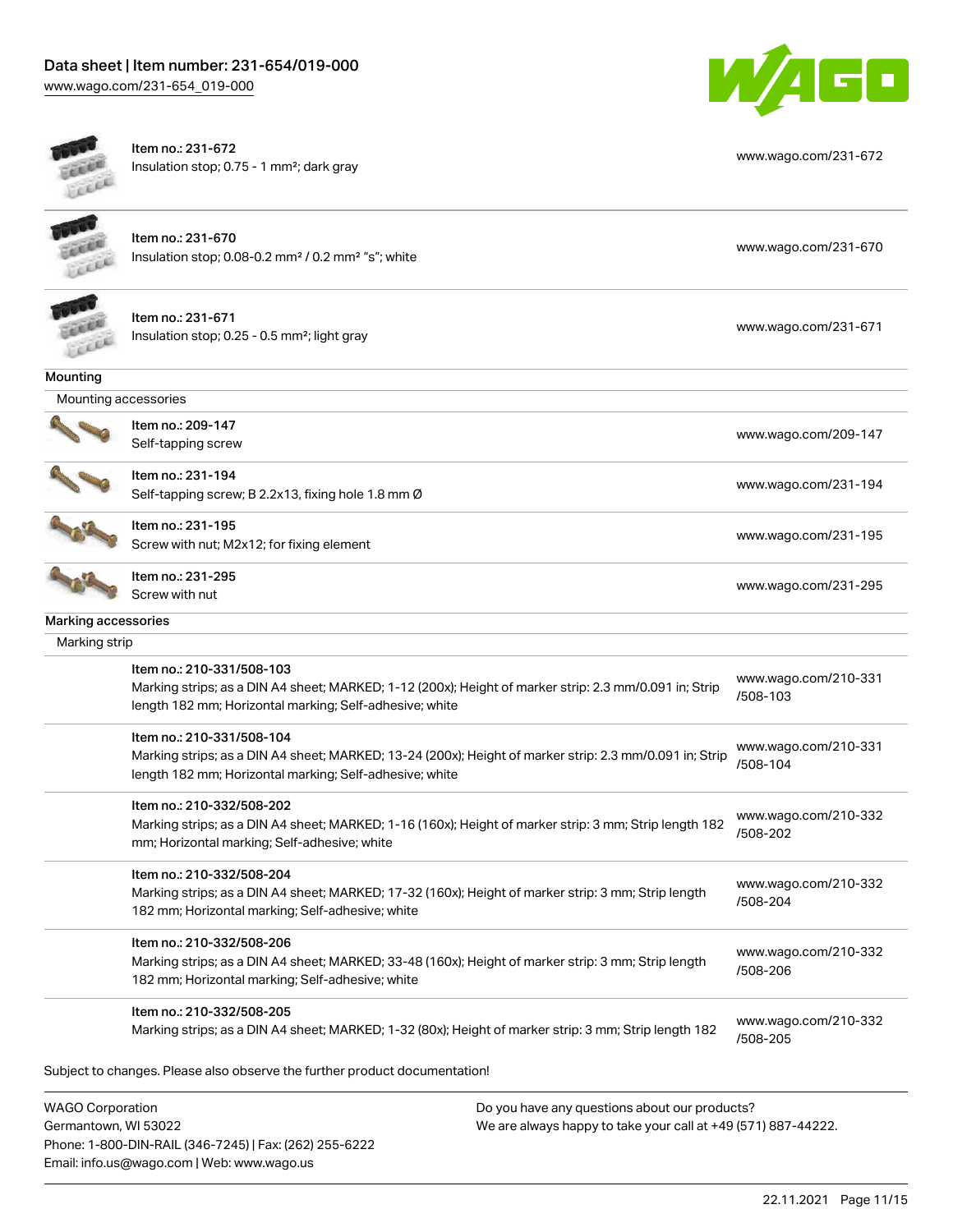| | | |
|---|---|---|
| | Item no.: 231-672<br>Insulation stop; 0.75 - 1 mm²; dark gray | www.wago.com/231-672 |
| | Item no.: 231-670<br>Insulation stop; 0.08-0.2 mm² / 0.2 mm² "s"; white | www.wago.com/231-670 |
| | Item no.: 231-671<br>Insulation stop; 0.25 - 0.5 mm²; light gray | www.wago.com/231-671 |

**Mounting**

Mounting accessories

| | | |
|---|---|---|
| | Item no.: 209-147<br>Self-tapping screw | www.wago.com/209-147 |
| | Item no.: 231-194<br>Self-tapping screw; B 2.2x13, fixing hole 1.8 mm Ø | www.wago.com/231-194 |
| | Item no.: 231-195<br>Screw with nut; M2x12; for fixing element | www.wago.com/231-195 |
| | Item no.: 231-295<br>Screw with nut | www.wago.com/231-295 |

**Marking accessories**

Marking strip

| | |
|---|---|
| Item no.: 210-331/508-103<br>Marking strips; as a DIN A4 sheet; MARKED; 1-12 (200x); Height of marker strip: 2.3 mm/0.091 in; Strip length 182 mm; Horizontal marking; Self-adhesive; white | www.wago.com/210-331/508-103 |
| Item no.: 210-331/508-104<br>Marking strips; as a DIN A4 sheet; MARKED; 13-24 (200x); Height of marker strip: 2.3 mm/0.091 in; Strip length 182 mm; Horizontal marking; Self-adhesive; white | www.wago.com/210-331/508-104 |
| Item no.: 210-332/508-202<br>Marking strips; as a DIN A4 sheet; MARKED; 1-16 (160x); Height of marker strip: 3 mm; Strip length 182 mm; Horizontal marking; Self-adhesive; white | www.wago.com/210-332/508-202 |
| Item no.: 210-332/508-204<br>Marking strips; as a DIN A4 sheet; MARKED; 17-32 (160x); Height of marker strip: 3 mm; Strip length 182 mm; Horizontal marking; Self-adhesive; white | www.wago.com/210-332/508-204 |
| Item no.: 210-332/508-206<br>Marking strips; as a DIN A4 sheet; MARKED; 33-48 (160x); Height of marker strip: 3 mm; Strip length 182 mm; Horizontal marking; Self-adhesive; white | www.wago.com/210-332/508-206 |
| Item no.: 210-332/508-205<br>Marking strips; as a DIN A4 sheet; MARKED; 1-32 (80x); Height of marker strip: 3 mm; Strip length 182 | www.wago.com/210-332/508-205 |

Subject to changes. Please also observe the further product documentation!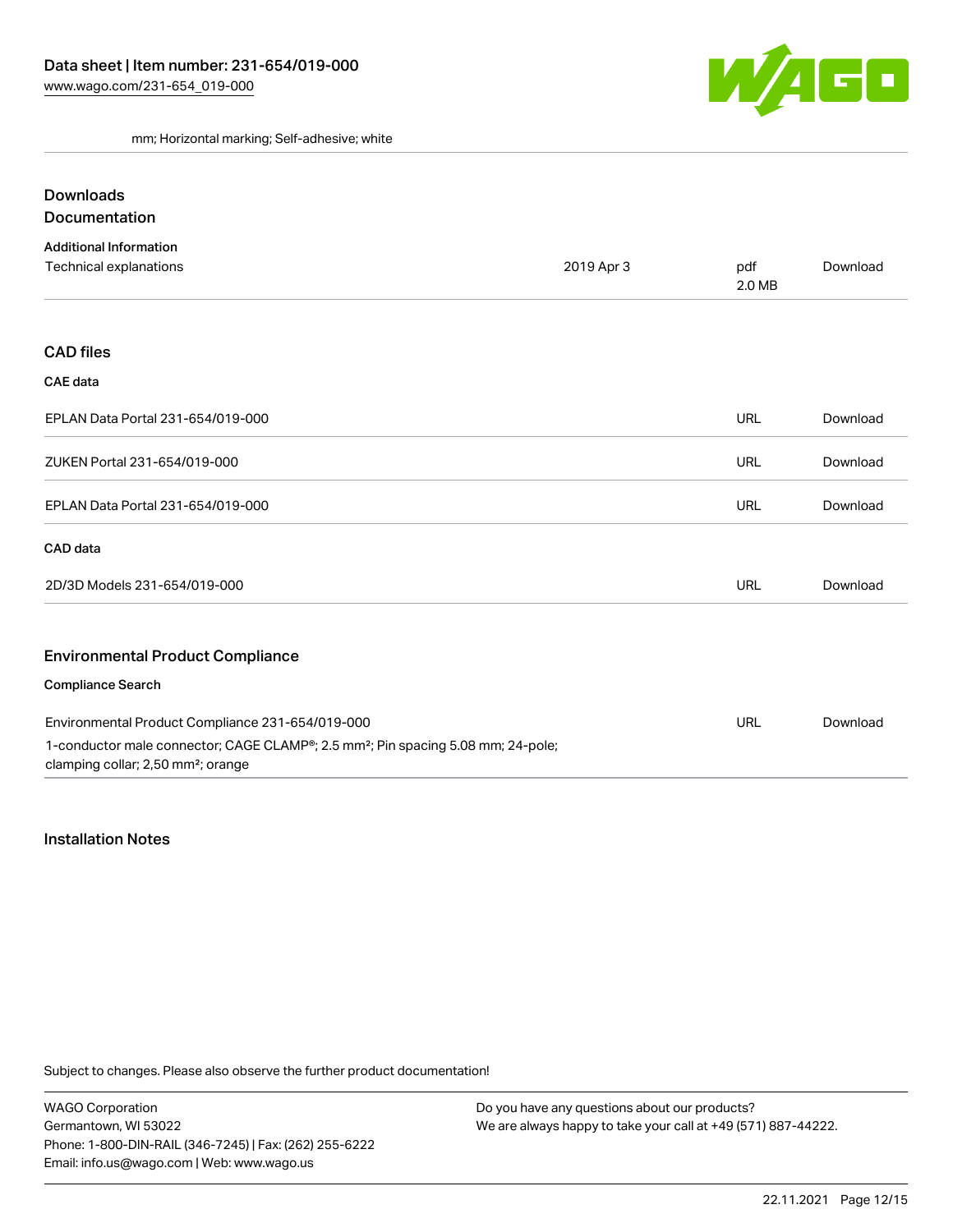mm; Horizontal marking; Self-adhesive; white

## Downloads
## Documentation

### Additional Information

| | | | |
|---|---|---|---|
| Technical explanations | 2019 Apr 3 | pdf 2.0 MB | Download |

## CAD files

### CAE data

| | | |
|---|---|---|
| EPLAN Data Portal 231-654/019-000 | URL | Download |
| ZUKEN Portal 231-654/019-000 | URL | Download |
| EPLAN Data Portal 231-654/019-000 | URL | Download |

### CAD data

| | | |
|---|---|---|
| 2D/3D Models 231-654/019-000 | URL | Download |

## Environmental Product Compliance

### Compliance Search

| | | |
|---|---|---|
| Environmental Product Compliance 231-654/019-000<br>1-conductor male connector; CAGE CLAMP®; 2.5 mm²; Pin spacing 5.08 mm; 24-pole; clamping collar; 2,50 mm²; orange | URL | Download |

## Installation Notes

Subject to changes. Please also observe the further product documentation!

WAGO Corporation
Germantown, WI 53022
Phone: 1-800-DIN-RAIL (346-7245) | Fax: (262) 255-6222
Email: info.us@wago.com | Web: www.wago.us

Do you have any questions about our products?
We are always happy to take your call at +49 (571) 887-44222.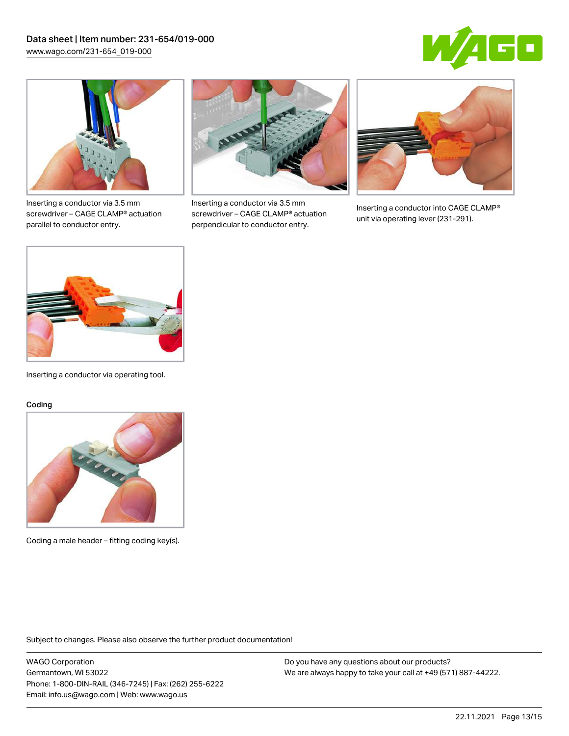Inserting a conductor via 3.5 mm screwdriver – CAGE CLAMP® actuation parallel to conductor entry.

Inserting a conductor via 3.5 mm screwdriver – CAGE CLAMP® actuation perpendicular to conductor entry.

Inserting a conductor into CAGE CLAMP® unit via operating lever (231-291).

Inserting a conductor via operating tool.

Coding

Coding a male header – fitting coding key(s).

Subject to changes. Please also observe the further product documentation!

WAGO Corporation
Germantown, WI 53022
Phone: 1-800-DIN-RAIL (346-7245) | Fax: (262) 255-6222
Email: info.us@wago.com | Web: www.wago.us

Do you have any questions about our products?
We are always happy to take your call at +49 (571) 887-44222.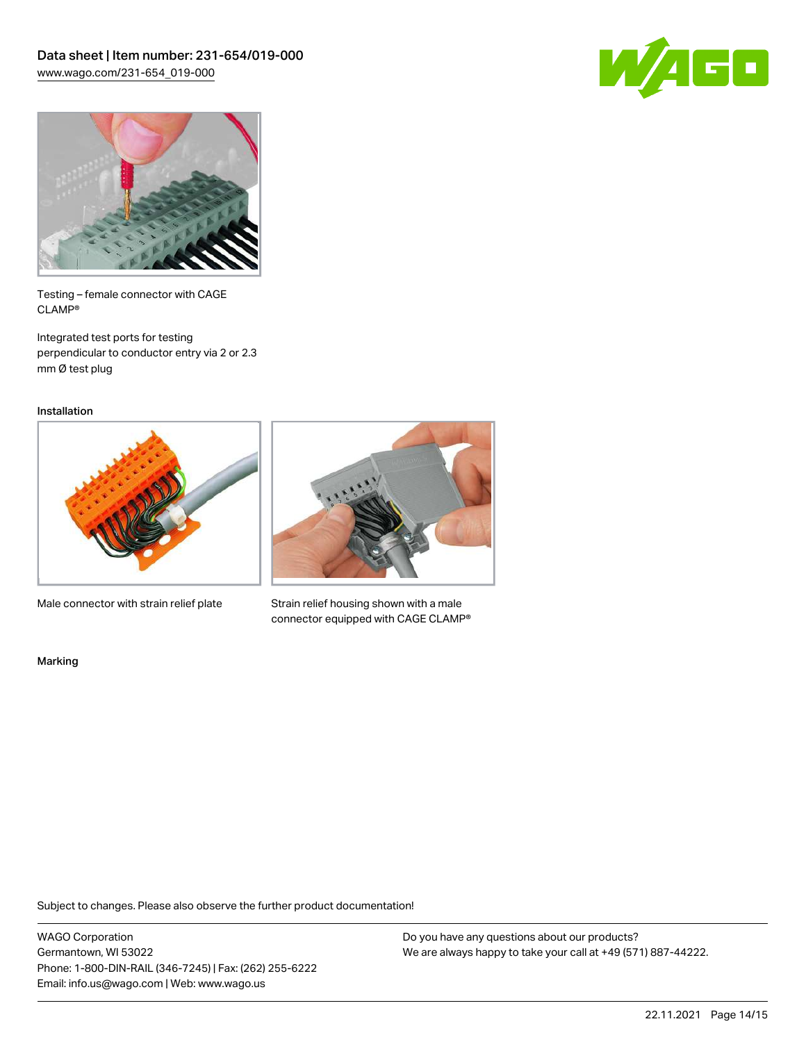Testing – female connector with CAGE CLAMP®

Integrated test ports for testing perpendicular to conductor entry via 2 or 2.3 mm Ø test plug

Installation

Male connector with strain relief plate

Strain relief housing shown with a male connector equipped with CAGE CLAMP®

Marking

Subject to changes. Please also observe the further product documentation!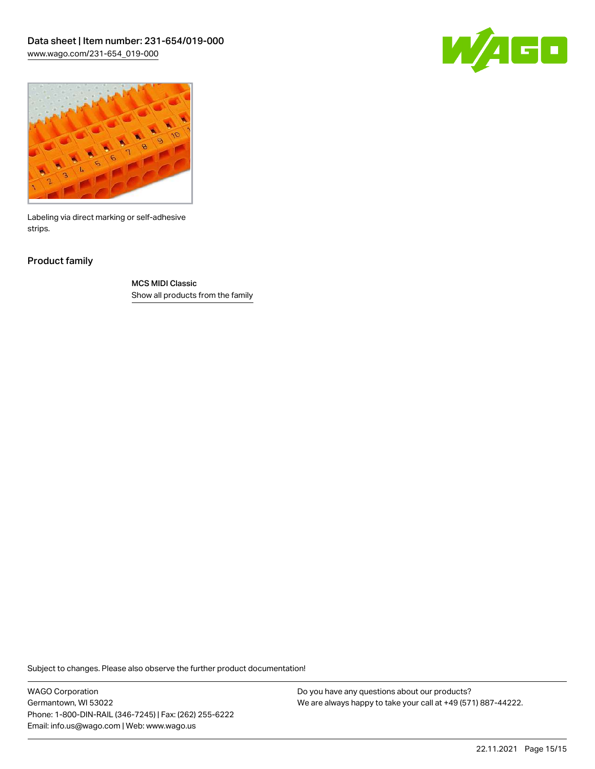Labeling via direct marking or self-adhesive strips.

## Product family

**MCS MIDI Classic**

Show all products from the family

Subject to changes. Please also observe the further product documentation!

WAGO Corporation
Germantown, WI 53022
Phone: 1-800-DIN-RAIL (346-7245) | Fax: (262) 255-6222
Email: info.us@wago.com | Web: www.wago.us

Do you have any questions about our products?
We are always happy to take your call at +49 (571) 887-44222.